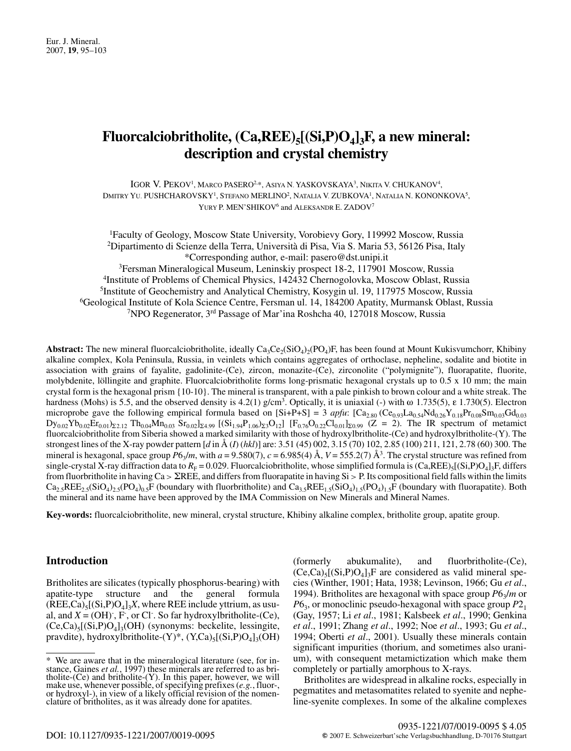# Fluorcalciobritholite, $(Ca,REE)_5[(Si,P)O_4]_3F$, a new mineral: description and crystal chemistry

IGOR V. PEKOV[1], MARCO PASERO[2,*], ASIYA N. YASKOVSKAYA[3], NIKITA V. CHUKANOV[4], DMITRY YU. PUSHCHAROVSKY[1], STEFANO MERLINO[2], NATALIA V. ZUBKOVA[1], NATALIA N. KONONKOVA[5], YURY P. MEN'SHIKOV[6] and ALEKSANDR E. ZADOV[7]

[1]Faculty of Geology, Moscow State University, Vorobievy Gory, 119992 Moscow, Russia
[2]Dipartimento di Scienze della Terra, Università di Pisa, Via S. Maria 53, 56126 Pisa, Italy
*Corresponding author, e-mail: pasero@dst.unipi.it
[3]Fersman Mineralogical Museum, Leninskiy prospect 18-2, 117901 Moscow, Russia
[4]Institute of Problems of Chemical Physics, 142432 Chernogolovka, Moscow Oblast, Russia
[5]Institute of Geochemistry and Analytical Chemistry, Kosygin ul. 19, 117975 Moscow, Russia
[6]Geological Institute of Kola Science Centre, Fersman ul. 14, 184200 Apatity, Murmansk Oblast, Russia
[7]NPO Regenerator, 3[rd] Passage of Mar'ina Roshcha 40, 127018 Moscow, Russia

**Abstract:** The new mineral fluorcalciobritholite, ideally $Ca_3Ce_2(SiO_4)_2(PO_4)F$, has been found at Mount Kukisvumchorr, Khibiny alkaline complex, Kola Peninsula, Russia, in veinlets which contains aggregates of orthoclase, nepheline, sodalite and biotite in association with grains of fayalite, gadolinite-(Ce), zircon, monazite-(Ce), zirconolite ("polymignite"), fluorapatite, fluorite, molybdenite, löllingite and graphite. Fluorcalciobritholite forms long-prismatic hexagonal crystals up to 0.5 x 10 mm; the main crystal form is the hexagonal prism {10-10}. The mineral is transparent, with a pale pinkish to brown colour and a white streak. The hardness (Mohs) is 5.5, and the observed density is 4.2(1) g/cm$^3$. Optically, it is uniaxial (-) with ω 1.735(5), ε 1.730(5). Electron microprobe gave the following empirical formula based on [Si+P+S] = 3 *apfu*: $[Ca_{2.80}(Ce_{0.93}La_{0.54}Nd_{0.26}Y_{0.18}Pr_{0.08}Sm_{0.03}Gd_{0.03}Dy_{0.02}Yb_{0.02}Er_{0.01})_{\Sigma 2.12}Th_{0.04}Mn_{0.03}Sr_{0.02}]_{\Sigma 4.99}[(Si_{1.94}P_{1.06})_{\Sigma 3}O_{12}][F_{0.76}O_{0.22}Cl_{0.01}]_{\Sigma 0.99}$ (Z = 2). The IR spectrum of metamict fluorcalciobritholite from Siberia showed a marked similarity with those of hydroxylbritholite-(Ce) and hydroxylbritholite-(Y). The strongest lines of the X-ray powder pattern [*d* in Å (*I*) (*hkl*)] are: 3.51 (45) 002, 3.15 (70) 102, 2.85 (100) 211, 121, 2.78 (60) 300. The mineral is hexagonal, space group $P6_3/m$, with *a* = 9.580(7), *c* = 6.985(4) Å, *V* = 555.2(7) Å$^3$. The crystal structure was refined from single-crystal X-ray diffraction data to $R_F$ = 0.029. Fluorcalciobritholite, whose simplified formula is $(Ca,REE)_5[(Si,P)O_4]_3F$, differs from fluorbritholite in having Ca > ΣREE, and differs from fluorapatite in having Si > P. Its compositional field falls within the limits $Ca_{2.5}REE_{2.5}(SiO_4)_{2.5}(PO_4)_{0.5}F$ (boundary with fluorbritholite) and $Ca_{3.5}REE_{1.5}(SiO_4)_{1.5}(PO_4)_{1.5}F$ (boundary with fluorapatite). Both the mineral and its name have been approved by the IMA Commission on New Minerals and Mineral Names.

**Key-words:** fluorcalciobritholite, new mineral, crystal structure, Khibiny alkaline complex, britholite group, apatite group.

## Introduction

Britholites are silicates (typically phosphorus-bearing) with apatite-type structure and the general formula $(REE,Ca)_5[(Si,P)O_4]_3X$, where REE include yttrium, as usual, and $X = (OH)^-$, $F^-$, or $Cl^-$. So far hydroxylbritholite-(Ce), $(Ce,Ca)_5[(Si,P)O_4]_3(OH)$ (synonyms: beckelite, lessingite, pravdite), hydroxylbritholite-(Y)*, $(Y,Ca)_5[(Si,P)O_4]_3(OH)$ (formerly abukumalite), and fluorbritholite-(Ce), $(Ce,Ca)_5[(Si,P)O_4]_3F$ are considered as valid mineral species (Winther, 1901; Hata, 1938; Levinson, 1966; Gu *et al.*, 1994). Britholites are hexagonal with space group $P6_3/m$ or $P6_3$, or monoclinic pseudo-hexagonal with space group $P2_1$ (Gay, 1957; Li *et al.*, 1981; Kalsbeek *et al.*, 1990; Genkina *et al.*, 1991; Zhang *et al.*, 1992; Noe *et al.*, 1993; Gu *et al.*, 1994; Oberti *et al.*, 2001). Usually these minerals contain significant impurities (thorium, and sometimes also uranium), with consequent metamictization which make them completely or partially amorphous to X-rays.

Britholites are widespread in alkaline rocks, especially in pegmatites and metasomatites related to syenite and nepheline-syenite complexes. In some of the alkaline complexes

\* We are aware that in the mineralogical literature (see, for instance, Gaines *et al.*, 1997) these minerals are referred to as britholite-(Ce) and britholite-(Y). In this paper, however, we will make use, whenever possible, of specifying prefixes (*e.g.*, fluor-, or hydroxyl-), in view of a likely official revision of the nomenclature of britholites, as it was already done for apatites.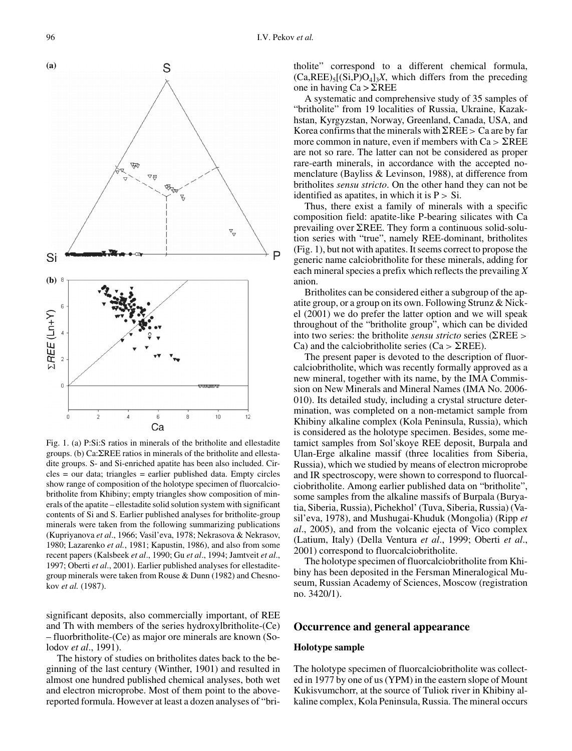Fig. 1. (a) P:Si:S ratios in minerals of the britholite and ellestadite groups. (b) Ca:ΣREE ratios in minerals of the britholite and ellestadite groups. S- and Si-enriched apatite has been also included. Circles = our data; triangles = earlier published data. Empty circles show range of composition of the holotype specimen of fluorcalciobritholite from Khibiny; empty triangles show composition of minerals of the apatite – ellestadite solid solution system with significant contents of Si and S. Earlier published analyses for britholite-group minerals were taken from the following summarizing publications (Kupriyanova *et al*., 1966; Vasil'eva, 1978; Nekrasova & Nekrasov, 1980; Lazarenko *et al.*, 1981; Kapustin, 1986), and also from some recent papers (Kalsbeek *et al*., 1990; Gu *et al*., 1994; Jamtveit *et al*., 1997; Oberti *et al*., 2001). Earlier published analyses for ellestadite-group minerals were taken from Rouse & Dunn (1982) and Chesnokov *et al.* (1987).

significant deposits, also commercially important, of REE and Th with members of the series hydroxylbritholite-(Ce) – fluorbritholite-(Ce) as major ore minerals are known (Solodov *et al*., 1991).

The history of studies on britholites dates back to the beginning of the last century (Winther, 1901) and resulted in almost one hundred published chemical analyses, both wet and electron microprobe. Most of them point to the above-reported formula. However at least a dozen analyses of "britholite" correspond to a different chemical formula, $(Ca,REE)_5[(Si,P)O_4]_3X$, which differs from the preceding one in having Ca > ΣREE

A systematic and comprehensive study of 35 samples of "britholite" from 19 localities of Russia, Ukraine, Kazakhstan, Kyrgyzstan, Norway, Greenland, Canada, USA, and Korea confirms that the minerals with ΣREE > Ca are by far more common in nature, even if members with Ca > ΣREE are not so rare. The latter can not be considered as proper rare-earth minerals, in accordance with the accepted nomenclature (Bayliss & Levinson, 1988), at difference from britholites *sensu stricto*. On the other hand they can not be identified as apatites, in which it is P > Si.

Thus, there exist a family of minerals with a specific composition field: apatite-like P-bearing silicates with Ca prevailing over ΣREE. They form a continuous solid-solution series with "true", namely REE-dominant, britholites (Fig. 1), but not with apatites. It seems correct to propose the generic name calciobritholite for these minerals, adding for each mineral species a prefix which reflects the prevailing *X* anion.

Britholites can be considered either a subgroup of the apatite group, or a group on its own. Following Strunz & Nickel (2001) we do prefer the latter option and we will speak throughout of the "britholite group", which can be divided into two series: the britholite *sensu stricto* series (ΣREE > Ca) and the calciobritholite series (Ca > ΣREE).

The present paper is devoted to the description of fluorcalciobritholite, which was recently formally approved as a new mineral, together with its name, by the IMA Commission on New Minerals and Mineral Names (IMA No. 2006-010). Its detailed study, including a crystal structure determination, was completed on a non-metamict sample from Khibiny alkaline complex (Kola Peninsula, Russia), which is considered as the holotype specimen. Besides, some metamict samples from Sol'skoye REE deposit, Burpala and Ulan-Erge alkaline massif (three localities from Siberia, Russia), which we studied by means of electron microprobe and IR spectroscopy, were shown to correspond to fluorcalciobritholite. Among earlier published data on "britholite", some samples from the alkaline massifs of Burpala (Buryatia, Siberia, Russia), Pichekhol' (Tuva, Siberia, Russia) (Vasil'eva, 1978), and Mushugai-Khuduk (Mongolia) (Ripp *et al*., 2005), and from the volcanic ejecta of Vico complex (Latium, Italy) (Della Ventura *et al*., 1999; Oberti *et al*., 2001) correspond to fluorcalciobritholite.

The holotype specimen of fluorcalciobritholite from Khibiny has been deposited in the Fersman Mineralogical Museum, Russian Academy of Sciences, Moscow (registration no. 3420/1).

## Occurrence and general appearance

### Holotype sample

The holotype specimen of fluorcalciobritholite was collected in 1977 by one of us (YPM) in the eastern slope of Mount Kukisvumchorr, at the source of Tuliok river in Khibiny alkaline complex, Kola Peninsula, Russia. The mineral occurs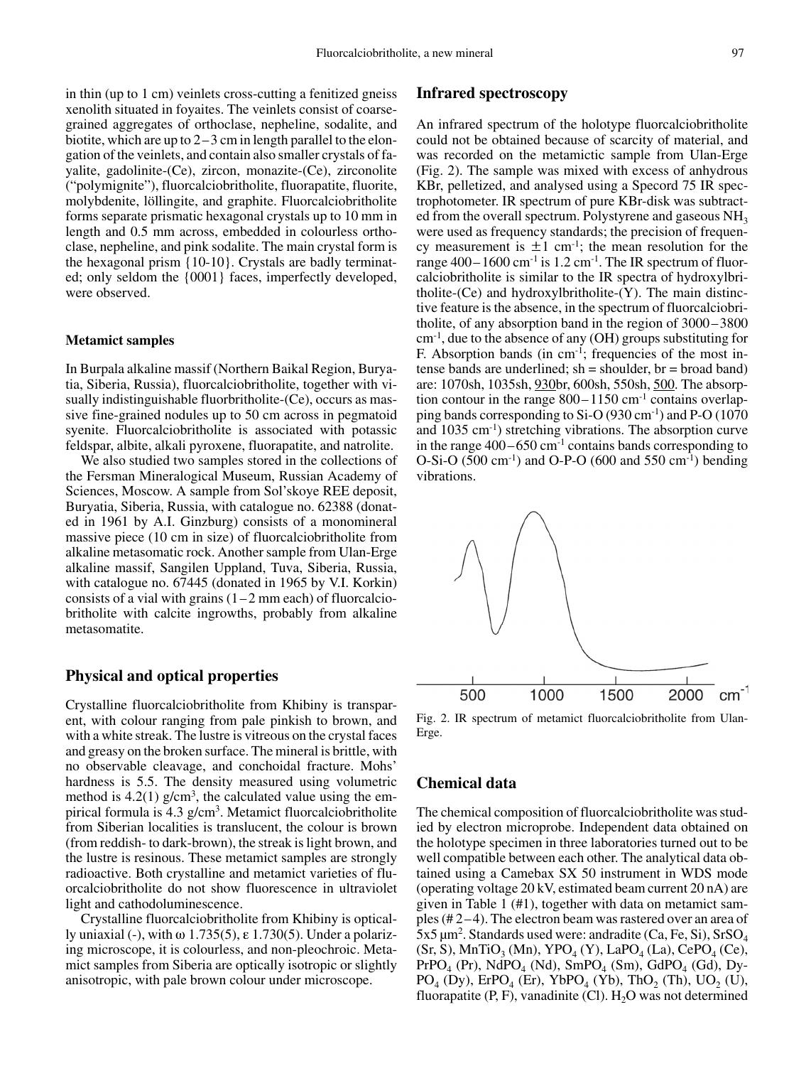in thin (up to 1 cm) veinlets cross-cutting a fenitized gneiss xenolith situated in foyaites. The veinlets consist of coarse-grained aggregates of orthoclase, nepheline, sodalite, and biotite, which are up to 2 – 3 cm in length parallel to the elongation of the veinlets, and contain also smaller crystals of fayalite, gadolinite-(Ce), zircon, monazite-(Ce), zirconolite ("polymignite"), fluorcalciobritholite, fluorapatite, fluorite, molybdenite, löllingite, and graphite. Fluorcalciobritholite forms separate prismatic hexagonal crystals up to 10 mm in length and 0.5 mm across, embedded in colourless orthoclase, nepheline, and pink sodalite. The main crystal form is the hexagonal prism {10-10}. Crystals are badly terminated; only seldom the {0001} faces, imperfectly developed, were observed.

#### Metamict samples

In Burpala alkaline massif (Northern Baikal Region, Buryatia, Siberia, Russia), together with visually indistinguishable fluorbritholite-(Ce), occurs as massive fine-grained nodules up to 50 cm across in pegmatoid syenite. Fluorcalciobritholite is associated with potassic feldspar, albite, alkali pyroxene, fluorapatite, and natrolite.

We also studied two samples stored in the collections of the Fersman Mineralogical Museum, Russian Academy of Sciences, Moscow. A sample from Sol'skoye REE deposit, Buryatia, Siberia, Russia, with catalogue no. 62388 (donated in 1961 by A.I. Ginzburg) consists of a monomineral massive piece (10 cm in size) of fluorcalciobritholite from alkaline metasomatic rock. Another sample from Ulan-Erge alkaline massif, Sangilen Uppland, Tuva, Siberia, Russia, with catalogue no. 67445 (donated in 1965 by V.I. Korkin) consists of a vial with grains (1 – 2 mm each) of fluorcalciobritholite with calcite ingrowths, probably from alkaline metasomatite.

## Physical and optical properties

Crystalline fluorcalciobritholite from Khibiny is transparent, with colour ranging from pale pinkish to brown, and with a white streak. The lustre is vitreous on the crystal faces and greasy on the broken surface. The mineral is brittle, with no observable cleavage, and conchoidal fracture. Mohs' hardness is 5.5. The density measured using volumetric method is 4.2(1) $g/cm^3$, the calculated value using the empirical formula is 4.3 $g/cm^3$. Metamict fluorcalciobritholite from Siberian localities is translucent, the colour is brown (from reddish- to dark-brown), the streak is light brown, and the lustre is resinous. These metamict samples are strongly radioactive. Both crystalline and metamict varieties of fluorcalciobritholite do not show fluorescence in ultraviolet light and cathodoluminescence.

Crystalline fluorcalciobritholite from Khibiny is optically uniaxial (-), with $\omega$ 1.735(5), $\varepsilon$ 1.730(5). Under a polarizing microscope, it is colourless, and non-pleochroic. Metamict samples from Siberia are optically isotropic or slightly anisotropic, with pale brown colour under microscope.

## Infrared spectroscopy

An infrared spectrum of the holotype fluorcalciobritholite could not be obtained because of scarcity of material, and was recorded on the metamictic sample from Ulan-Erge (Fig. 2). The sample was mixed with excess of anhydrous KBr, pelletized, and analysed using a Specord 75 IR spectrophotometer. IR spectrum of pure KBr-disk was subtracted from the overall spectrum. Polystyrene and gaseous $NH_3$ were used as frequency standards; the precision of frequency measurement is $\pm 1$ $cm^{-1}$; the mean resolution for the range 400 – 1600 $cm^{-1}$ is 1.2 $cm^{-1}$. The IR spectrum of fluorcalciobritholite is similar to the IR spectra of hydroxylbritholite-(Ce) and hydroxylbritholite-(Y). The main distinctive feature is the absence, in the spectrum of fluorcalciobritholite, of any absorption band in the region of 3000 – 3800 $cm^{-1}$, due to the absence of any (OH) groups substituting for F. Absorption bands (in $cm^{-1}$; frequencies of the most intense bands are underlined; sh = shoulder, br = broad band) are: 1070sh, 1035sh, 930br, 600sh, 550sh, 500. The absorption contour in the range 800 – 1150 $cm^{-1}$ contains overlapping bands corresponding to Si-O (930 $cm^{-1}$) and P-O (1070 and 1035 $cm^{-1}$) stretching vibrations. The absorption curve in the range 400 – 650 $cm^{-1}$ contains bands corresponding to O-Si-O (500 $cm^{-1}$) and O-P-O (600 and 550 $cm^{-1}$) bending vibrations.

Fig. 2. IR spectrum of metamict fluorcalciobritholite from Ulan-Erge.

## Chemical data

The chemical composition of fluorcalciobritholite was studied by electron microprobe. Independent data obtained on the holotype specimen in three laboratories turned out to be well compatible between each other. The analytical data obtained using a Camebax SX 50 instrument in WDS mode (operating voltage 20 kV, estimated beam current 20 nA) are given in Table 1 (#1), together with data on metamict samples (# 2 – 4). The electron beam was rastered over an area of 5x5 $\mu m^2$. Standards used were: andradite (Ca, Fe, Si), $SrSO_4$ (Sr, S), $MnTiO_3$ (Mn), $YPO_4$ (Y), $LaPO_4$ (La), $CePO_4$ (Ce), $PrPO_4$ (Pr), $NdPO_4$ (Nd), $SmPO_4$ (Sm), $GdPO_4$ (Gd), $DyPO_4$ (Dy), $ErPO_4$ (Er), $YbPO_4$ (Yb), $ThO_2$ (Th), $UO_2$ (U), fluorapatite (P, F), vanadinite (Cl). $H_2O$ was not determined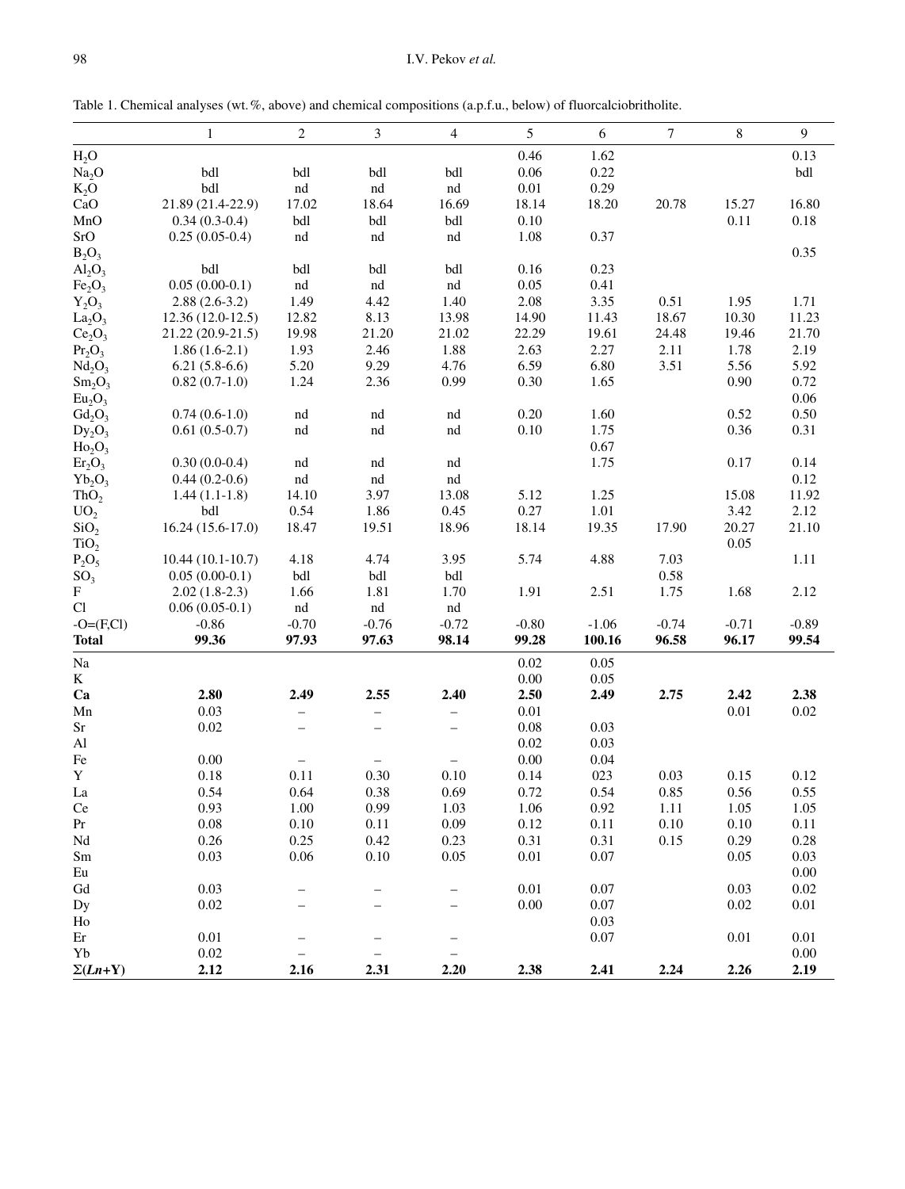Table 1. Chemical analyses (wt.%, above) and chemical compositions (a.p.f.u., below) of fluorcalciobritholite.

| | 1 | 2 | 3 | 4 | 5 | 6 | 7 | 8 | 9 |
|---|---|---|---|---|---|---|---|---|---|
| $H_2O$ | | | | | 0.46 | 1.62 | | | 0.13 |
| $Na_2O$ | bdl | bdl | bdl | bdl | 0.06 | 0.22 | | | bdl |
| $K_2O$ | bdl | nd | nd | nd | 0.01 | 0.29 | | | |
| CaO | 21.89 (21.4-22.9) | 17.02 | 18.64 | 16.69 | 18.14 | 18.20 | 20.78 | 15.27 | 16.80 |
| MnO | 0.34 (0.3-0.4) | bdl | bdl | bdl | 0.10 | | | 0.11 | 0.18 |
| SrO | 0.25 (0.05-0.4) | nd | nd | nd | 1.08 | 0.37 | | | |
| $B_2O_3$ | | | | | | | | | 0.35 |
| $Al_2O_3$ | bdl | bdl | bdl | bdl | 0.16 | 0.23 | | | |
| $Fe_2O_3$ | 0.05 (0.00-0.1) | nd | nd | nd | 0.05 | 0.41 | | | |
| $Y_2O_3$ | 2.88 (2.6-3.2) | 1.49 | 4.42 | 1.40 | 2.08 | 3.35 | 0.51 | 1.95 | 1.71 |
| $La_2O_3$ | 12.36 (12.0-12.5) | 12.82 | 8.13 | 13.98 | 14.90 | 11.43 | 18.67 | 10.30 | 11.23 |
| $Ce_2O_3$ | 21.22 (20.9-21.5) | 19.98 | 21.20 | 21.02 | 22.29 | 19.61 | 24.48 | 19.46 | 21.70 |
| $Pr_2O_3$ | 1.86 (1.6-2.1) | 1.93 | 2.46 | 1.88 | 2.63 | 2.27 | 2.11 | 1.78 | 2.19 |
| $Nd_2O_3$ | 6.21 (5.8-6.6) | 5.20 | 9.29 | 4.76 | 6.59 | 6.80 | 3.51 | 5.56 | 5.92 |
| $Sm_2O_3$ | 0.82 (0.7-1.0) | 1.24 | 2.36 | 0.99 | 0.30 | 1.65 | | 0.90 | 0.72 |
| $Eu_2O_3$ | | | | | | | | | 0.06 |
| $Gd_2O_3$ | 0.74 (0.6-1.0) | nd | nd | nd | 0.20 | 1.60 | | 0.52 | 0.50 |
| $Dy_2O_3$ | 0.61 (0.5-0.7) | nd | nd | nd | 0.10 | 1.75 | | 0.36 | 0.31 |
| $Ho_2O_3$ | | | | | | 0.67 | | | |
| $Er_2O_3$ | 0.30 (0.0-0.4) | nd | nd | nd | | 1.75 | | 0.17 | 0.14 |
| $Yb_2O_3$ | 0.44 (0.2-0.6) | nd | nd | nd | | | | | 0.12 |
| $ThO_2$ | 1.44 (1.1-1.8) | 14.10 | 3.97 | 13.08 | 5.12 | 1.25 | | 15.08 | 11.92 |
| $UO_2$ | bdl | 0.54 | 1.86 | 0.45 | 0.27 | 1.01 | | 3.42 | 2.12 |
| $SiO_2$ | 16.24 (15.6-17.0) | 18.47 | 19.51 | 18.96 | 18.14 | 19.35 | 17.90 | 20.27 | 21.10 |
| $TiO_2$ | | | | | | | | 0.05 | |
| $P_2O_5$ | 10.44 (10.1-10.7) | 4.18 | 4.74 | 3.95 | 5.74 | 4.88 | 7.03 | | 1.11 |
| $SO_3$ | 0.05 (0.00-0.1) | bdl | bdl | bdl | | | 0.58 | | |
| F | 2.02 (1.8-2.3) | 1.66 | 1.81 | 1.70 | 1.91 | 2.51 | 1.75 | 1.68 | 2.12 |
| Cl | 0.06 (0.05-0.1) | nd | nd | nd | | | | | |
| -O=(F,Cl) | -0.86 | -0.70 | -0.76 | -0.72 | -0.80 | -1.06 | -0.74 | -0.71 | -0.89 |
| **Total** | **99.36** | **97.93** | **97.63** | **98.14** | **99.28** | **100.16** | **96.58** | **96.17** | **99.54** |
| Na | | | | | 0.02 | 0.05 | | | |
| K | | | | | 0.00 | 0.05 | | | |
| **Ca** | **2.80** | **2.49** | **2.55** | **2.40** | **2.50** | **2.49** | **2.75** | **2.42** | **2.38** |
| Mn | 0.03 | – | – | – | 0.01 | | | 0.01 | 0.02 |
| Sr | 0.02 | – | – | – | 0.08 | 0.03 | | | |
| Al | | | | | 0.02 | 0.03 | | | |
| Fe | 0.00 | – | – | – | 0.00 | 0.04 | | | |
| Y | 0.18 | 0.11 | 0.30 | 0.10 | 0.14 | 023 | 0.03 | 0.15 | 0.12 |
| La | 0.54 | 0.64 | 0.38 | 0.69 | 0.72 | 0.54 | 0.85 | 0.56 | 0.55 |
| Ce | 0.93 | 1.00 | 0.99 | 1.03 | 1.06 | 0.92 | 1.11 | 1.05 | 1.05 |
| Pr | 0.08 | 0.10 | 0.11 | 0.09 | 0.12 | 0.11 | 0.10 | 0.10 | 0.11 |
| Nd | 0.26 | 0.25 | 0.42 | 0.23 | 0.31 | 0.31 | 0.15 | 0.29 | 0.28 |
| Sm | 0.03 | 0.06 | 0.10 | 0.05 | 0.01 | 0.07 | | 0.05 | 0.03 |
| Eu | | | | | | | | | 0.00 |
| Gd | 0.03 | – | – | – | 0.01 | 0.07 | | 0.03 | 0.02 |
| Dy | 0.02 | – | – | – | 0.00 | 0.07 | | 0.02 | 0.01 |
| Ho | | | | | | 0.03 | | | |
| Er | 0.01 | – | – | – | | 0.07 | | 0.01 | 0.01 |
| Yb | 0.02 | – | – | – | | | | | 0.00 |
| **Σ(*Ln*+Y)** | **2.12** | **2.16** | **2.31** | **2.20** | **2.38** | **2.41** | **2.24** | **2.26** | **2.19** |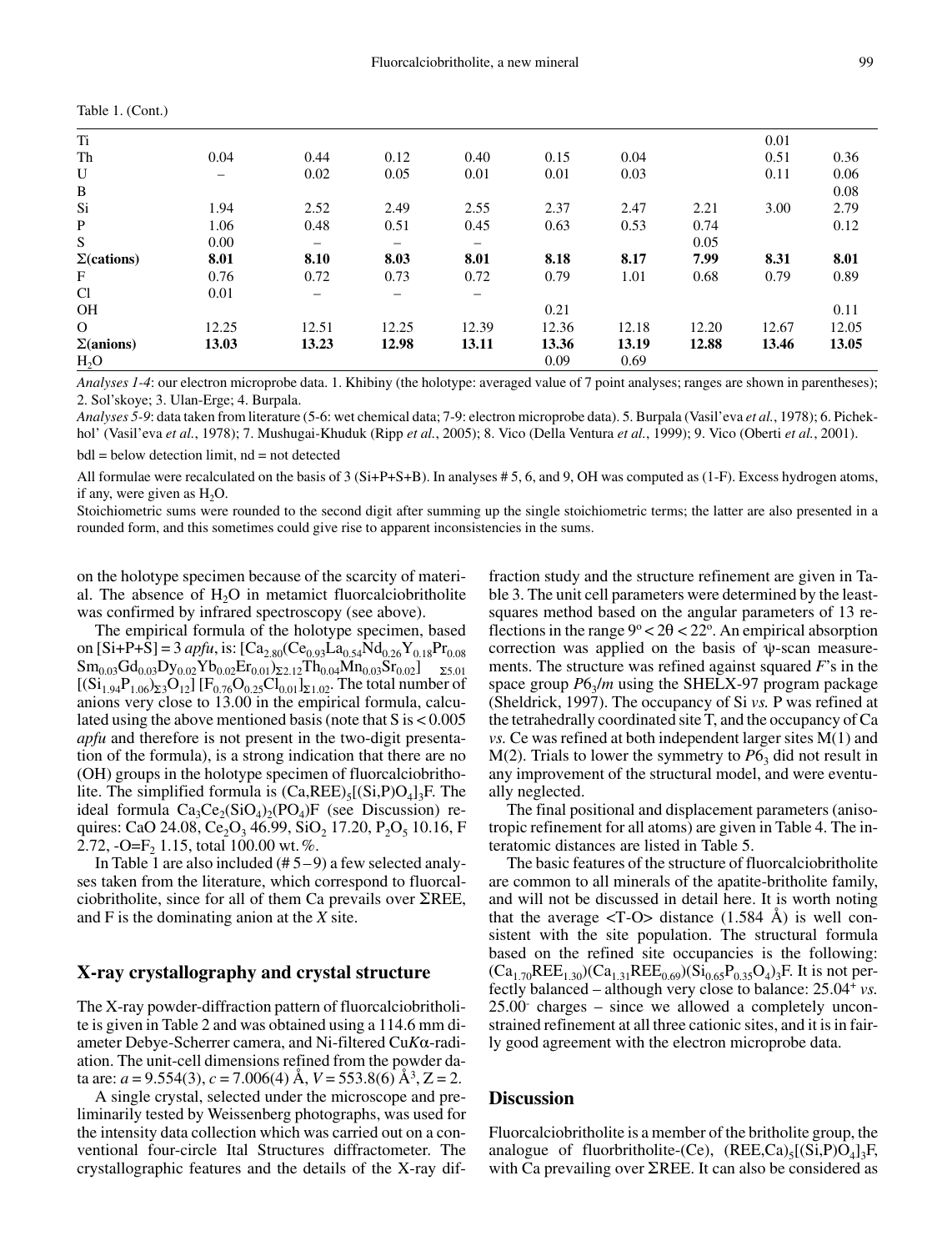Table 1. (Cont.)

| | | | | | | | | | |
|---|---|---|---|---|---|---|---|---|---|
| Ti | | | | | | | | 0.01 | |
| Th | 0.04 | 0.44 | 0.12 | 0.40 | 0.15 | 0.04 | | 0.51 | 0.36 |
| U | – | 0.02 | 0.05 | 0.01 | 0.01 | 0.03 | | 0.11 | 0.06 |
| B | | | | | | | | | 0.08 |
| Si | 1.94 | 2.52 | 2.49 | 2.55 | 2.37 | 2.47 | 2.21 | 3.00 | 2.79 |
| P | 1.06 | 0.48 | 0.51 | 0.45 | 0.63 | 0.53 | 0.74 | | 0.12 |
| S | 0.00 | – | – | – | | | 0.05 | | |
| **Σ(cations)** | **8.01** | **8.10** | **8.03** | **8.01** | **8.18** | **8.17** | **7.99** | **8.31** | **8.01** |
| F | 0.76 | 0.72 | 0.73 | 0.72 | 0.79 | 1.01 | 0.68 | 0.79 | 0.89 |
| Cl | 0.01 | – | – | – | | | | | |
| OH | | | | | 0.21 | | | | 0.11 |
| O | 12.25 | 12.51 | 12.25 | 12.39 | 12.36 | 12.18 | 12.20 | 12.67 | 12.05 |
| **Σ(anions)** | **13.03** | **13.23** | **12.98** | **13.11** | **13.36** | **13.19** | **12.88** | **13.46** | **13.05** |
| $H_2O$ | | | | | 0.09 | 0.69 | | | |

*Analyses 1-4*: our electron microprobe data. 1. Khibiny (the holotype: averaged value of 7 point analyses; ranges are shown in parentheses); 2. Sol'skoye; 3. Ulan-Erge; 4. Burpala.

*Analyses 5-9*: data taken from literature (5-6: wet chemical data; 7-9: electron microprobe data). 5. Burpala (Vasil'eva *et al.*, 1978); 6. Pichekhol' (Vasil'eva *et al.*, 1978); 7. Mushugai-Khuduk (Ripp *et al.*, 2005); 8. Vico (Della Ventura *et al.*, 1999); 9. Vico (Oberti *et al.*, 2001).

bdl = below detection limit, nd = not detected

All formulae were recalculated on the basis of 3 (Si+P+S+B). In analyses # 5, 6, and 9, OH was computed as (1-F). Excess hydrogen atoms, if any, were given as $H_2O$.

Stoichiometric sums were rounded to the second digit after summing up the single stoichiometric terms; the latter are also presented in a rounded form, and this sometimes could give rise to apparent inconsistencies in the sums.

on the holotype specimen because of the scarcity of material. The absence of $H_2O$ in metamict fluorcalciobritholite was confirmed by infrared spectroscopy (see above).

The empirical formula of the holotype specimen, based on [Si+P+S] = 3 *apfu*, is: $[Ca_{2.80}(Ce_{0.93}La_{0.54}Nd_{0.26}Y_{0.18}Pr_{0.08}Sm_{0.03}Gd_{0.03}Dy_{0.02}Yb_{0.02}Er_{0.01})_{\Sigma 2.12}Th_{0.04}Mn_{0.03}Sr_{0.02}]_{\Sigma 5.01}$ $[(Si_{1.94}P_{1.06})_{\Sigma 3}O_{12}]$ $[F_{0.76}O_{0.25}Cl_{0.01}]_{\Sigma 1.02}$. The total number of anions very close to 13.00 in the empirical formula, calculated using the above mentioned basis (note that S is < 0.005 *apfu* and therefore is not present in the two-digit presentation of the formula), is a strong indication that there are no (OH) groups in the holotype specimen of fluorcalciobritholite. The simplified formula is $(Ca,REE)_5[(Si,P)O_4]_3F$. The ideal formula $Ca_3Ce_2(SiO_4)_2(PO_4)F$ (see Discussion) requires: CaO 24.08, $Ce_2O_3$ 46.99, $SiO_2$ 17.20, $P_2O_5$ 10.16, F 2.72, $-O{=}F_2$ 1.15, total 100.00 wt.%.

In Table 1 are also included (# 5–9) a few selected analyses taken from the literature, which correspond to fluorcalciobritholite, since for all of them Ca prevails over ΣREE, and F is the dominating anion at the *X* site.

## X-ray crystallography and crystal structure

The X-ray powder-diffraction pattern of fluorcalciobritholite is given in Table 2 and was obtained using a 114.6 mm diameter Debye-Scherrer camera, and Ni-filtered Cu*K*α-radiation. The unit-cell dimensions refined from the powder data are: $a$ = 9.554(3), $c$ = 7.006(4) Å, $V$ = 553.8(6) Å$^3$, Z = 2.

A single crystal, selected under the microscope and preliminarily tested by Weissenberg photographs, was used for the intensity data collection which was carried out on a conventional four-circle Ital Structures diffractometer. The crystallographic features and the details of the X-ray diffraction study and the structure refinement are given in Table 3. The unit cell parameters were determined by the least-squares method based on the angular parameters of 13 reflections in the range $9° < 2\theta < 22°$. An empirical absorption correction was applied on the basis of ψ-scan measurements. The structure was refined against squared *F*'s in the space group $P6_3/m$ using the SHELX-97 program package (Sheldrick, 1997). The occupancy of Si *vs.* P was refined at the tetrahedrally coordinated site T, and the occupancy of Ca *vs.* Ce was refined at both independent larger sites M(1) and M(2). Trials to lower the symmetry to $P6_3$ did not result in any improvement of the structural model, and were eventually neglected.

The final positional and displacement parameters (anisotropic refinement for all atoms) are given in Table 4. The interatomic distances are listed in Table 5.

The basic features of the structure of fluorcalciobritholite are common to all minerals of the apatite-britholite family, and will not be discussed in detail here. It is worth noting that the average <T-O> distance (1.584 Å) is well consistent with the site population. The structural formula based on the refined site occupancies is the following: $(Ca_{1.70}REE_{1.30})(Ca_{1.31}REE_{0.69})(Si_{0.65}P_{0.35}O_4)_3F$. It is not perfectly balanced – although very close to balance: $25.04^+$ *vs.* $25.00^-$ charges – since we allowed a completely unconstrained refinement at all three cationic sites, and it is in fairly good agreement with the electron microprobe data.

## Discussion

Fluorcalciobritholite is a member of the britholite group, the analogue of fluorbritholite-(Ce), $(REE,Ca)_5[(Si,P)O_4]_3F$, with Ca prevailing over ΣREE. It can also be considered as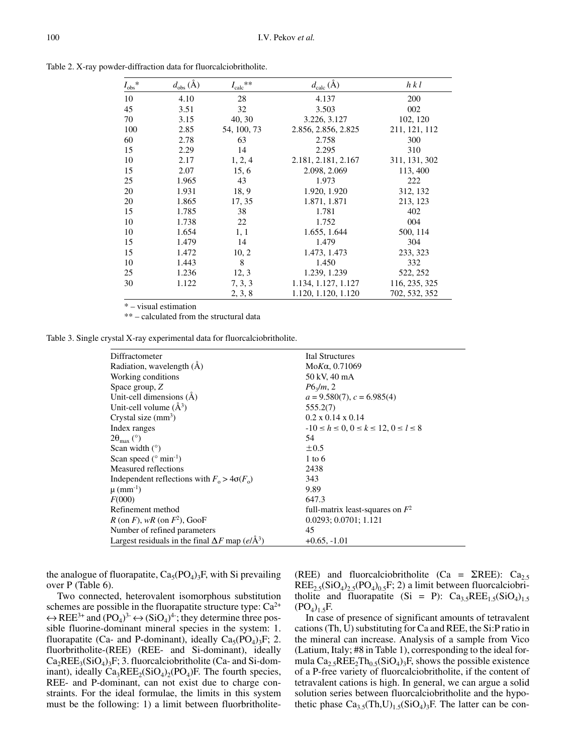Table 2. X-ray powder-diffraction data for fluorcalciobritholite.

| $I_{obs}$* | $d_{obs}$ (Å) | $I_{calc}$** | $d_{calc}$ (Å) | $h\,k\,l$ |
|---|---|---|---|---|
| 10 | 4.10 | 28 | 4.137 | 200 |
| 45 | 3.51 | 32 | 3.503 | 002 |
| 70 | 3.15 | 40, 30 | 3.226, 3.127 | 102, 120 |
| 100 | 2.85 | 54, 100, 73 | 2.856, 2.856, 2.825 | 211, 121, 112 |
| 60 | 2.78 | 63 | 2.758 | 300 |
| 15 | 2.29 | 14 | 2.295 | 310 |
| 10 | 2.17 | 1, 2, 4 | 2.181, 2.181, 2.167 | 311, 131, 302 |
| 15 | 2.07 | 15, 6 | 2.098, 2.069 | 113, 400 |
| 25 | 1.965 | 43 | 1.973 | 222 |
| 20 | 1.931 | 18, 9 | 1.920, 1.920 | 312, 132 |
| 20 | 1.865 | 17, 35 | 1.871, 1.871 | 213, 123 |
| 15 | 1.785 | 38 | 1.781 | 402 |
| 10 | 1.738 | 22 | 1.752 | 004 |
| 10 | 1.654 | 1, 1 | 1.655, 1.644 | 500, 114 |
| 15 | 1.479 | 14 | 1.479 | 304 |
| 15 | 1.472 | 10, 2 | 1.473, 1.473 | 233, 323 |
| 10 | 1.443 | 8 | 1.450 | 332 |
| 25 | 1.236 | 12, 3 | 1.239, 1.239 | 522, 252 |
| 30 | 1.122 | 7, 3, 3 | 1.134, 1.127, 1.127 | 116, 235, 325 |
| | | 2, 3, 8 | 1.120, 1.120, 1.120 | 702, 532, 352 |

* – visual estimation

** – calculated from the structural data

Table 3. Single crystal X-ray experimental data for fluorcalciobritholite.

| | |
|---|---|
| Diffractometer | Ital Structures |
| Radiation, wavelength (Å) | Mo*K*α, 0.71069 |
| Working conditions | 50 kV, 40 mA |
| Space group, *Z* | $P6_3/m$, 2 |
| Unit-cell dimensions (Å) | *a* = 9.580(7), *c* = 6.985(4) |
| Unit-cell volume (Å$^3$) | 555.2(7) |
| Crystal size (mm$^3$) | 0.2 x 0.14 x 0.14 |
| Index ranges | $-10 \leq h \leq 0$, $0 \leq k \leq 12$, $0 \leq l \leq 8$ |
| $2\theta_{max}$ (°) | 54 |
| Scan width (°) | ±0.5 |
| Scan speed (° min$^{-1}$) | 1 to 6 |
| Measured reflections | 2438 |
| Independent reflections with $F_o > 4\sigma(F_o)$ | 343 |
| μ (mm$^{-1}$) | 9.89 |
| *F*(000) | 647.3 |
| Refinement method | full-matrix least-squares on $F^2$ |
| *R* (on *F*), *wR* (on $F^2$), GooF | 0.0293; 0.0701; 1.121 |
| Number of refined parameters | 45 |
| Largest residuals in the final Δ*F* map (*e*/Å$^3$) | +0.65, -1.01 |

the analogue of fluorapatite, $Ca_5(PO_4)_3F$, with Si prevailing over P (Table 6).

Two connected, heterovalent isomorphous substitution schemes are possible in the fluorapatite structure type: $Ca^{2+} \leftrightarrow REE^{3+}$ and $(PO_4)^{3-} \leftrightarrow (SiO_4)^{4-}$; they determine three possible fluorine-dominant mineral species in the system: 1. fluorapatite (Ca- and P-dominant), ideally $Ca_5(PO_4)_3F$; 2. fluorbritholite-(REE) (REE- and Si-dominant), ideally $Ca_2REE_3(SiO_4)_3F$; 3. fluorcalciobritholite (Ca- and Si-dominant), ideally $Ca_3REE_2(SiO_4)_2(PO_4)F$. The fourth species, REE- and P-dominant, can not exist due to charge constraints. For the ideal formulae, the limits in this system must be the following: 1) a limit between fluorbritholite-(REE) and fluorcalciobritholite (Ca = ΣREE): $Ca_{2.5}REE_{2.5}(SiO_4)_{2.5}(PO_4)_{0.5}F$; 2) a limit between fluorcalciobritholite and fluorapatite (Si = P): $Ca_{3.5}REE_{1.5}(SiO_4)_{1.5}(PO_4)_{1.5}F$.

In case of presence of significant amounts of tetravalent cations (Th, U) substituting for Ca and REE, the Si:P ratio in the mineral can increase. Analysis of a sample from Vico (Latium, Italy; #8 in Table 1), corresponding to the ideal formula $Ca_{2.5}REE_2Th_{0.5}(SiO_4)_3F$, shows the possible existence of a P-free variety of fluorcalciobritholite, if the content of tetravalent cations is high. In general, we can argue a solid solution series between fluorcalciobritholite and the hypothetic phase $Ca_{3.5}(Th,U)_{1.5}(SiO_4)_3F$. The latter can be con-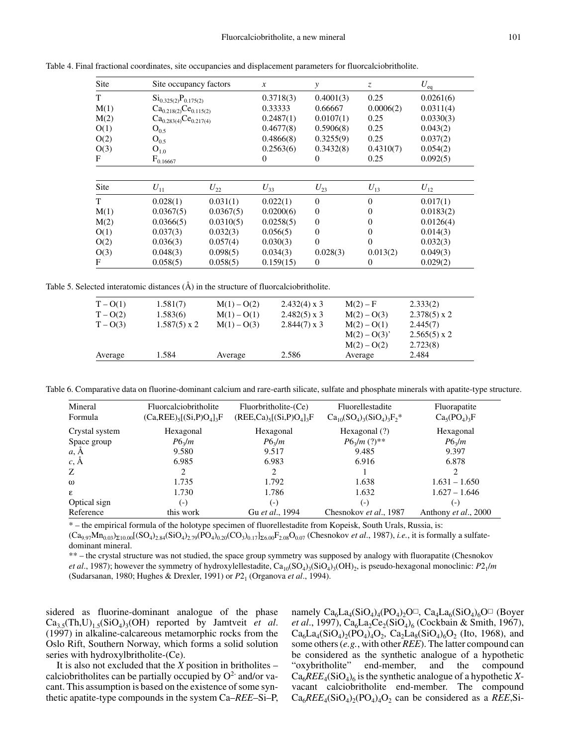Table 4. Final fractional coordinates, site occupancies and displacement parameters for fluorcalciobritholite.

| Site | Site occupancy factors | $x$ | $y$ | $z$ | $U_{eq}$ |
|---|---|---|---|---|---|
| T | $Si_{0.325(2)}P_{0.175(2)}$ | 0.3718(3) | 0.4001(3) | 0.25 | 0.0261(6) |
| M(1) | $Ca_{0.218(2)}Ce_{0.115(2)}$ | 0.33333 | 0.66667 | 0.0006(2) | 0.0311(4) |
| M(2) | $Ca_{0.283(4)}Ce_{0.217(4)}$ | 0.2487(1) | 0.0107(1) | 0.25 | 0.0330(3) |
| O(1) | $O_{0.5}$ | 0.4677(8) | 0.5906(8) | 0.25 | 0.043(2) |
| O(2) | $O_{0.5}$ | 0.4866(8) | 0.3255(9) | 0.25 | 0.037(2) |
| O(3) | $O_{1.0}$ | 0.2563(6) | 0.3432(8) | 0.4310(7) | 0.054(2) |
| F | $F_{0.16667}$ | 0 | 0 | 0.25 | 0.092(5) |

| Site | $U_{11}$ | $U_{22}$ | $U_{33}$ | $U_{23}$ | $U_{13}$ | $U_{12}$ |
|---|---|---|---|---|---|---|
| T | 0.028(1) | 0.031(1) | 0.022(1) | 0 | 0 | 0.017(1) |
| M(1) | 0.0367(5) | 0.0367(5) | 0.0200(6) | 0 | 0 | 0.0183(2) |
| M(2) | 0.0366(5) | 0.0310(5) | 0.0258(5) | 0 | 0 | 0.0126(4) |
| O(1) | 0.037(3) | 0.032(3) | 0.056(5) | 0 | 0 | 0.014(3) |
| O(2) | 0.036(3) | 0.057(4) | 0.030(3) | 0 | 0 | 0.032(3) |
| O(3) | 0.048(3) | 0.098(5) | 0.034(3) | 0.028(3) | 0.013(2) | 0.049(3) |
| F | 0.058(5) | 0.058(5) | 0.159(15) | 0 | 0 | 0.029(2) |

Table 5. Selected interatomic distances (Å) in the structure of fluorcalciobritholite.

| | | | | | |
|---|---|---|---|---|---|
| T – O(1) | 1.581(7) | M(1) – O(2) | 2.432(4) x 3 | M(2) – F | 2.333(2) |
| T – O(2) | 1.583(6) | M(1) – O(1) | 2.482(5) x 3 | M(2) – O(3) | 2.378(5) x 2 |
| T – O(3) | 1.587(5) x 2 | M(1) – O(3) | 2.844(7) x 3 | M(2) – O(1) | 2.445(7) |
| | | | | M(2) – O(3)' | 2.565(5) x 2 |
| | | | | M(2) – O(2) | 2.723(8) |
| Average | 1.584 | Average | 2.586 | Average | 2.484 |

Table 6. Comparative data on fluorine-dominant calcium and rare-earth silicate, sulfate and phosphate minerals with apatite-type structure.

| Mineral | Fluorcalciobritholite | Fluorbritholite-(Ce) | Fluorellestadite | Fluorapatite |
|---|---|---|---|---|
| Formula | $(Ca,REE)_5[(Si,P)O_4]_3F$ | $(REE,Ca)_5[(Si,P)O_4]_3F$ | $Ca_{10}(SO_4)_3(SiO_4)_3F_2$* | $Ca_5(PO_4)_3F$ |
| Crystal system | Hexagonal | Hexagonal | Hexagonal (?) | Hexagonal |
| Space group | $P6_3/m$ | $P6_3/m$ | $P6_3/m$ (?)** | $P6_3/m$ |
| $a$, Å | 9.580 | 9.517 | 9.485 | 9.397 |
| $c$, Å | 6.985 | 6.983 | 6.916 | 6.878 |
| Z | 2 | 2 | 1 | 2 |
| ω | 1.735 | 1.792 | 1.638 | 1.631 – 1.650 |
| ε | 1.730 | 1.786 | 1.632 | 1.627 – 1.646 |
| Optical sign | (-) | (-) | (-) | (-) |
| Reference | this work | Gu *et al.*, 1994 | Chesnokov *et al.*, 1987 | Anthony *et al.*, 2000 |

\* – the empirical formula of the holotype specimen of fluorellestadite from Kopeisk, South Urals, Russia, is: $(Ca_{9.97}Mn_{0.03})_{\Sigma10.00}[(SO_4)_{2.84}(SiO_4)_{2.79}(PO_4)_{0.20}(CO_3)_{0.17}]_{\Sigma6.00}F_{2.08}O_{0.07}$ (Chesnokov *et al.*, 1987), *i.e.*, it is formally a sulfate-dominant mineral.

** – the crystal structure was not studied, the space group symmetry was supposed by analogy with fluorapatite (Chesnokov *et al.*, 1987); however the symmetry of hydroxylellestadite, $Ca_{10}(SO_4)_3(SiO_4)_3(OH)_2$, is pseudo-hexagonal monoclinic: $P2_1/m$ (Sudarsanan, 1980; Hughes & Drexler, 1991) or $P2_1$ (Organova *et al.*, 1994).

sidered as fluorine-dominant analogue of the phase $Ca_{3.5}(Th,U)_{1.5}(SiO_4)_3(OH)$ reported by Jamtveit *et al.* (1997) in alkaline-calcareous metamorphic rocks from the Oslo Rift, Southern Norway, which forms a solid solution series with hydroxylbritholite-(Ce).

It is also not excluded that the *X* position in britholites – calciobritholites can be partially occupied by $O^{2-}$ and/or vacant. This assumption is based on the existence of some synthetic apatite-type compounds in the system Ca–*REE*–Si–P, namely $Ca_6La_4(SiO_4)_4(PO_4)_2O\square$, $Ca_4La_6(SiO_4)_6O\square$ (Boyer *et al.*, 1997), $Ca_6La_2Ce_2(SiO_4)_6$ (Cockbain & Smith, 1967), $Ca_6La_4(SiO_4)_2(PO_4)_4O_2$, $Ca_2La_8(SiO_4)_6O_2$ (Ito, 1968), and some others (*e.g.*, with other *REE*). The latter compound can be considered as the synthetic analogue of a hypothetic "oxybritholite" end-member, and the compound $Ca_6REE_4(SiO_4)_6$ is the synthetic analogue of a hypothetic *X*-vacant calciobritholite end-member. The compound $Ca_6REE_4(SiO_4)_2(PO_4)_4O_2$ can be considered as a *REE*,Si-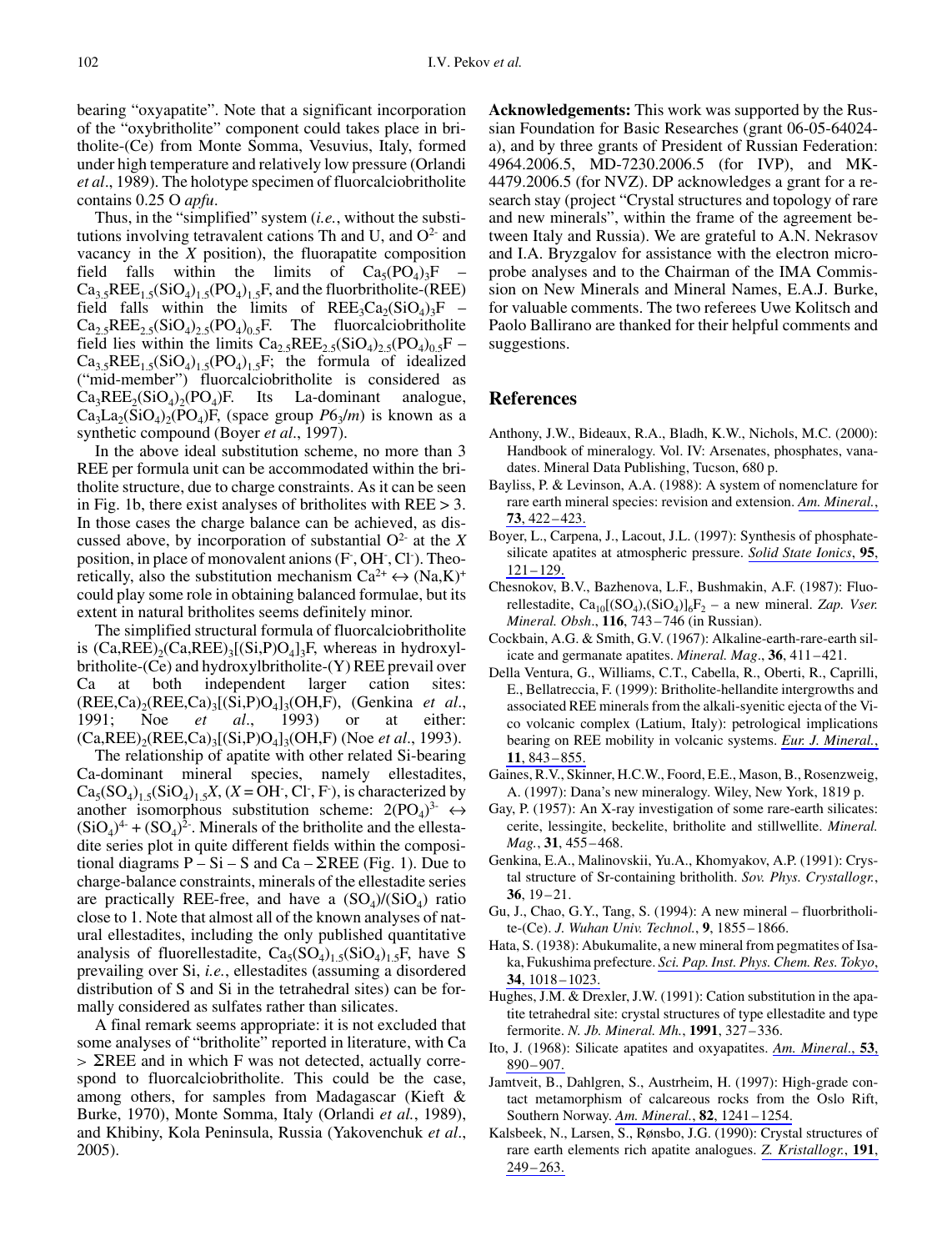bearing "oxyapatite". Note that a significant incorporation of the "oxybritholite" component could takes place in britholite-(Ce) from Monte Somma, Vesuvius, Italy, formed under high temperature and relatively low pressure (Orlandi *et al*., 1989). The holotype specimen of fluorcalciobritholite contains 0.25 O *apfu*.

Thus, in the "simplified" system (*i.e.*, without the substitutions involving tetravalent cations Th and U, and $O^{2-}$ and vacancy in the *X* position), the fluorapatite composition field falls within the limits of $Ca_5(PO_4)_3F$ – $Ca_{3.5}REE_{1.5}(SiO_4)_{1.5}(PO_4)_{1.5}F$, and the fluorbritholite-(REE) field falls within the limits of $REE_3Ca_2(SiO_4)_3F$ – $Ca_{2.5}REE_{2.5}(SiO_4)_{2.5}(PO_4)_{0.5}F$. The fluorcalciobritholite field lies within the limits $Ca_{2.5}REE_{2.5}(SiO_4)_{2.5}(PO_4)_{0.5}F$ – $Ca_{3.5}REE_{1.5}(SiO_4)_{1.5}(PO_4)_{1.5}F$; the formula of idealized ("mid-member") fluorcalciobritholite is considered as $Ca_3REE_2(SiO_4)_2(PO_4)F$. Its La-dominant analogue, $Ca_3La_2(SiO_4)_2(PO_4)F$, (space group $P6_3/m$) is known as a synthetic compound (Boyer *et al*., 1997).

In the above ideal substitution scheme, no more than 3 REE per formula unit can be accommodated within the britholite structure, due to charge constraints. As it can be seen in Fig. 1b, there exist analyses of britholites with REE > 3. In those cases the charge balance can be achieved, as discussed above, by incorporation of substantial $O^{2-}$ at the *X* position, in place of monovalent anions ($F^-$, $OH^-$, $Cl^-$). Theoretically, also the substitution mechanism $Ca^{2+} \leftrightarrow (Na,K)^+$ could play some role in obtaining balanced formulae, but its extent in natural britholites seems definitely minor.

The simplified structural formula of fluorcalciobritholite is $(Ca,REE)_2(Ca,REE)_3[(Si,P)O_4]_3F$, whereas in hydroxylbritholite-(Ce) and hydroxylbritholite-(Y) REE prevail over Ca at both independent larger cation sites: $(REE,Ca)_2(REE,Ca)_3[(Si,P)O_4]_3(OH,F)$, (Genkina *et al*., 1991; Noe *et al*., 1993) or at either: $(Ca,REE)_2(REE,Ca)_3[(Si,P)O_4]_3(OH,F)$ (Noe *et al*., 1993).

The relationship of apatite with other related Si-bearing Ca-dominant mineral species, namely ellestadites, $Ca_5(SO_4)_{1.5}(SiO_4)_{1.5}X$, ($X = OH^-$, $Cl^-$, $F^-$), is characterized by another isomorphous substitution scheme: $2(PO_4)^{3-} \leftrightarrow (SiO_4)^{4-} + (SO_4)^{2-}$. Minerals of the britholite and the ellestadite series plot in quite different fields within the compositional diagrams P – Si – S and Ca – ΣREE (Fig. 1). Due to charge-balance constraints, minerals of the ellestadite series are practically REE-free, and have a $(SO_4)/(SiO_4)$ ratio close to 1. Note that almost all of the known analyses of natural ellestadites, including the only published quantitative analysis of fluorellestadite, $Ca_5(SO_4)_{1.5}(SiO_4)_{1.5}F$, have S prevailing over Si, *i.e.*, ellestadites (assuming a disordered distribution of S and Si in the tetrahedral sites) can be formally considered as sulfates rather than silicates.

A final remark seems appropriate: it is not excluded that some analyses of "britholite" reported in literature, with Ca > ΣREE and in which F was not detected, actually correspond to fluorcalciobritholite. This could be the case, among others, for samples from Madagascar (Kieft & Burke, 1970), Monte Somma, Italy (Orlandi *et al.*, 1989), and Khibiny, Kola Peninsula, Russia (Yakovenchuk *et al*., 2005).

**Acknowledgements:** This work was supported by the Russian Foundation for Basic Researches (grant 06-05-64024-a), and by three grants of President of Russian Federation: 4964.2006.5, MD-7230.2006.5 (for IVP), and MK-4479.2006.5 (for NVZ). DP acknowledges a grant for a research stay (project "Crystal structures and topology of rare and new minerals", within the frame of the agreement between Italy and Russia). We are grateful to A.N. Nekrasov and I.A. Bryzgalov for assistance with the electron microprobe analyses and to the Chairman of the IMA Commission on New Minerals and Mineral Names, E.A.J. Burke, for valuable comments. The two referees Uwe Kolitsch and Paolo Ballirano are thanked for their helpful comments and suggestions.

## References

Anthony, J.W., Bideaux, R.A., Bladh, K.W., Nichols, M.C. (2000): Handbook of mineralogy. Vol. IV: Arsenates, phosphates, vanadates. Mineral Data Publishing, Tucson, 680 p.

Bayliss, P. & Levinson, A.A. (1988): A system of nomenclature for rare earth mineral species: revision and extension. *Am. Mineral.*, **73**, 422–423.

Boyer, L., Carpena, J., Lacout, J.L. (1997): Synthesis of phosphate-silicate apatites at atmospheric pressure. *Solid State Ionics*, **95**, 121–129.

Chesnokov, B.V., Bazhenova, L.F., Bushmakin, A.F. (1987): Fluorellestadite, $Ca_{10}[(SO_4),(SiO_4)]_6F_2$ – a new mineral. *Zap. Vser. Mineral. Obsh*., **116**, 743–746 (in Russian).

Cockbain, A.G. & Smith, G.V. (1967): Alkaline-earth-rare-earth silicate and germanate apatites. *Mineral. Mag*., **36**, 411–421.

Della Ventura, G., Williams, C.T., Cabella, R., Oberti, R., Caprilli, E., Bellatreccia, F. (1999): Britholite-hellandite intergrowths and associated REE minerals from the alkali-syenitic ejecta of the Vico volcanic complex (Latium, Italy): petrological implications bearing on REE mobility in volcanic systems. *Eur. J. Mineral.*, **11**, 843–855.

Gaines, R.V., Skinner, H.C.W., Foord, E.E., Mason, B., Rosenzweig, A. (1997): Dana's new mineralogy. Wiley, New York, 1819 p.

Gay, P. (1957): An X-ray investigation of some rare-earth silicates: cerite, lessingite, beckelite, britholite and stillwellite. *Mineral. Mag.*, **31**, 455–468.

Genkina, E.A., Malinovskii, Yu.A., Khomyakov, A.P. (1991): Crystal structure of Sr-containing britholith. *Sov. Phys. Crystallogr.*, **36**, 19–21.

Gu, J., Chao, G.Y., Tang, S. (1994): A new mineral – fluorbritholite-(Ce). *J. Wuhan Univ. Technol.*, **9**, 1855–1866.

Hata, S. (1938): Abukumalite, a new mineral from pegmatites of Isaka, Fukushima prefecture. *Sci. Pap. Inst. Phys. Chem. Res. Tokyo*, **34**, 1018–1023.

Hughes, J.M. & Drexler, J.W. (1991): Cation substitution in the apatite tetrahedral site: crystal structures of type ellestadite and type fermorite. *N. Jb. Mineral. Mh.*, **1991**, 327–336.

Ito, J. (1968): Silicate apatites and oxyapatites. *Am. Mineral*., **53**, 890–907.

Jamtveit, B., Dahlgren, S., Austrheim, H. (1997): High-grade contact metamorphism of calcareous rocks from the Oslo Rift, Southern Norway. *Am. Mineral.*, **82**, 1241–1254.

Kalsbeek, N., Larsen, S., Rønsbo, J.G. (1990): Crystal structures of rare earth elements rich apatite analogues. *Z. Kristallogr.*, **191**, 249–263.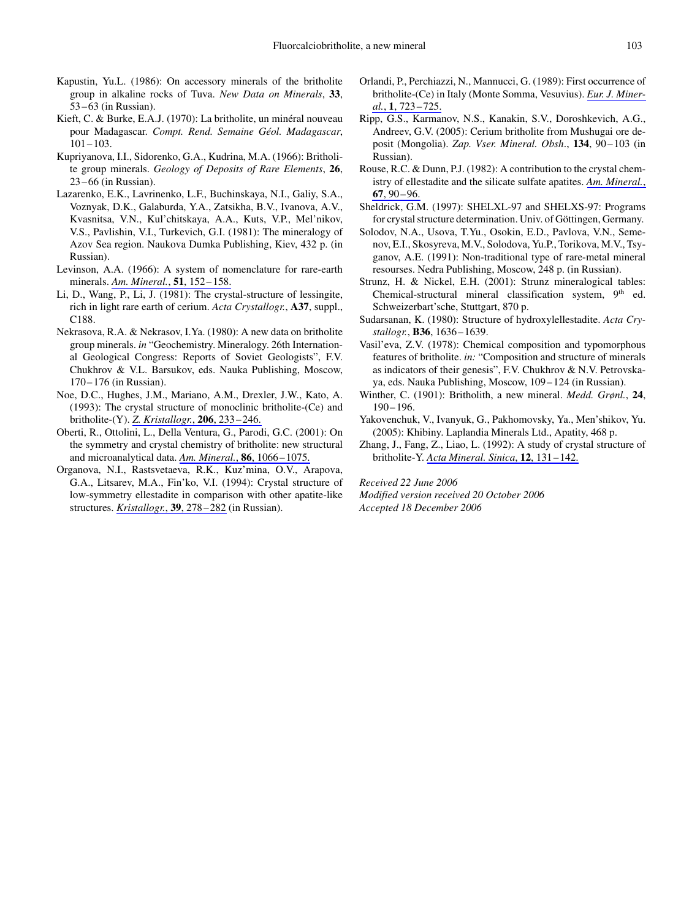Kapustin, Yu.L. (1986): On accessory minerals of the britholite group in alkaline rocks of Tuva. *New Data on Minerals*, **33**, 53 – 63 (in Russian).

Kieft, C. & Burke, E.A.J. (1970): La britholite, un minéral nouveau pour Madagascar. *Compt. Rend. Semaine Géol. Madagascar*, 101 – 103.

Kupriyanova, I.I., Sidorenko, G.A., Kudrina, M.A. (1966): Britholite group minerals. *Geology of Deposits of Rare Elements*, **26**, 23 – 66 (in Russian).

Lazarenko, E.K., Lavrinenko, L.F., Buchinskaya, N.I., Galiy, S.A., Voznyak, D.K., Galaburda, Y.A., Zatsikha, B.V., Ivanova, A.V., Kvasnitsa, V.N., Kul'chitskaya, A.A., Kuts, V.P., Mel'nikov, V.S., Pavlishin, V.I., Turkevich, G.I. (1981): The mineralogy of Azov Sea region. Naukova Dumka Publishing, Kiev, 432 p. (in Russian).

Levinson, A.A. (1966): A system of nomenclature for rare-earth minerals. *Am. Mineral.*, **51**, 152 – 158.

Li, D., Wang, P., Li, J. (1981): The crystal-structure of lessingite, rich in light rare earth of cerium. *Acta Crystallogr.*, **A37**, suppl., C188.

Nekrasova, R.A. & Nekrasov, I.Ya. (1980): A new data on britholite group minerals. *in* "Geochemistry. Mineralogy. 26th International Geological Congress: Reports of Soviet Geologists", F.V. Chukhrov & V.L. Barsukov, eds. Nauka Publishing, Moscow, 170 – 176 (in Russian).

Noe, D.C., Hughes, J.M., Mariano, A.M., Drexler, J.W., Kato, A. (1993): The crystal structure of monoclinic britholite-(Ce) and britholite-(Y). *Z. Kristallogr.*, **206**, 233 – 246.

Oberti, R., Ottolini, L., Della Ventura, G., Parodi, G.C. (2001): On the symmetry and crystal chemistry of britholite: new structural and microanalytical data. *Am. Mineral.*, **86**, 1066 – 1075.

Organova, N.I., Rastsvetaeva, R.K., Kuz'mina, O.V., Arapova, G.A., Litsarev, M.A., Fin'ko, V.I. (1994): Crystal structure of low-symmetry ellestadite in comparison with other apatite-like structures. *Kristallogr.*, **39**, 278 – 282 (in Russian).

Orlandi, P., Perchiazzi, N., Mannucci, G. (1989): First occurrence of britholite-(Ce) in Italy (Monte Somma, Vesuvius). *Eur. J. Mineral.*, **1**, 723 – 725.

Ripp, G.S., Karmanov, N.S., Kanakin, S.V., Doroshkevich, A.G., Andreev, G.V. (2005): Cerium britholite from Mushugai ore deposit (Mongolia). *Zap. Vser. Mineral. Obsh*., **134**, 90 – 103 (in Russian).

Rouse, R.C. & Dunn, P.J. (1982): A contribution to the crystal chemistry of ellestadite and the silicate sulfate apatites. *Am. Mineral.*, **67**, 90 – 96.

Sheldrick, G.M. (1997): SHELXL-97 and SHELXS-97: Programs for crystal structure determination. Univ. of Göttingen, Germany.

Solodov, N.A., Usova, T.Yu., Osokin, E.D., Pavlova, V.N., Semenov, E.I., Skosyreva, M.V., Solodova, Yu.P., Torikova, M.V., Tsyganov, A.E. (1991): Non-traditional type of rare-metal mineral resourses. Nedra Publishing, Moscow, 248 p. (in Russian).

Strunz, H. & Nickel, E.H. (2001): Strunz mineralogical tables: Chemical-structural mineral classification system, 9th ed. Schweizerbart'sche, Stuttgart, 870 p.

Sudarsanan, K. (1980): Structure of hydroxylellestadite. *Acta Crystallogr.*, **B36**, 1636 – 1639.

Vasil'eva, Z.V. (1978): Chemical composition and typomorphous features of britholite. *in:* "Composition and structure of minerals as indicators of their genesis", F.V. Chukhrov & N.V. Petrovskaya, eds. Nauka Publishing, Moscow, 109 – 124 (in Russian).

Winther, C. (1901): Britholith, a new mineral. *Medd. Grønl.*, **24**, 190 – 196.

Yakovenchuk, V., Ivanyuk, G., Pakhomovsky, Ya., Men'shikov, Yu. (2005): Khibiny. Laplandia Minerals Ltd., Apatity, 468 p.

Zhang, J., Fang, Z., Liao, L. (1992): A study of crystal structure of britholite-Y. *Acta Mineral. Sinica*, **12**, 131 – 142.

*Received 22 June 2006*
*Modified version received 20 October 2006*
*Accepted 18 December 2006*